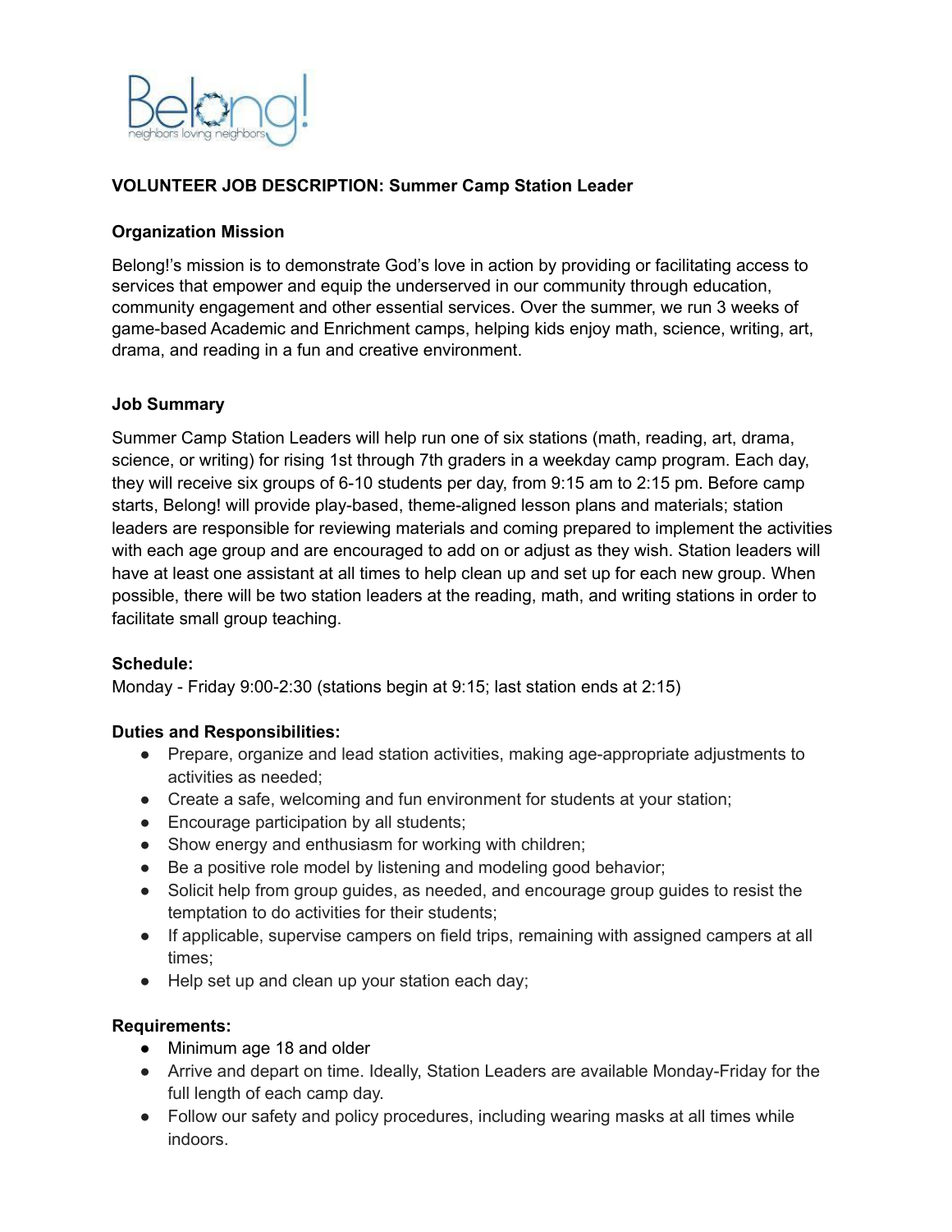Belong!
neighbors loving neighbors

**VOLUNTEER JOB DESCRIPTION: Summer Camp Station Leader**

**Organization Mission**

Belong!'s mission is to demonstrate God's love in action by providing or facilitating access to services that empower and equip the underserved in our community through education, community engagement and other essential services. Over the summer, we run 3 weeks of game-based Academic and Enrichment camps, helping kids enjoy math, science, writing, art, drama, and reading in a fun and creative environment.

**Job Summary**

Summer Camp Station Leaders will help run one of six stations (math, reading, art, drama, science, or writing) for rising 1st through 7th graders in a weekday camp program. Each day, they will receive six groups of 6-10 students per day, from 9:15 am to 2:15 pm. Before camp starts, Belong! will provide play-based, theme-aligned lesson plans and materials; station leaders are responsible for reviewing materials and coming prepared to implement the activities with each age group and are encouraged to add on or adjust as they wish. Station leaders will have at least one assistant at all times to help clean up and set up for each new group. When possible, there will be two station leaders at the reading, math, and writing stations in order to facilitate small group teaching.

**Schedule:**
Monday - Friday 9:00-2:30 (stations begin at 9:15; last station ends at 2:15)

**Duties and Responsibilities:**

- Prepare, organize and lead station activities, making age-appropriate adjustments to activities as needed;
- Create a safe, welcoming and fun environment for students at your station;
- Encourage participation by all students;
- Show energy and enthusiasm for working with children;
- Be a positive role model by listening and modeling good behavior;
- Solicit help from group guides, as needed, and encourage group guides to resist the temptation to do activities for their students;
- If applicable, supervise campers on field trips, remaining with assigned campers at all times;
- Help set up and clean up your station each day;

**Requirements:**

- Minimum age 18 and older
- Arrive and depart on time. Ideally, Station Leaders are available Monday-Friday for the full length of each camp day.
- Follow our safety and policy procedures, including wearing masks at all times while indoors.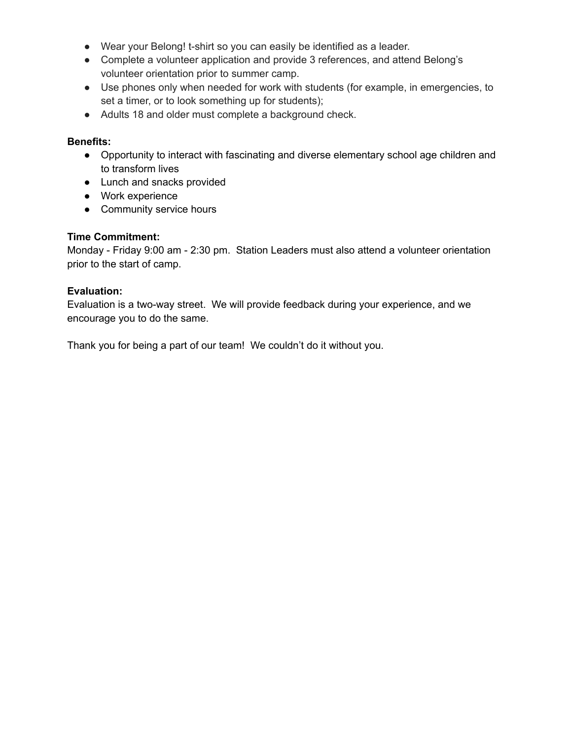- Wear your Belong! t-shirt so you can easily be identified as a leader.
- Complete a volunteer application and provide 3 references, and attend Belong's volunteer orientation prior to summer camp.
- Use phones only when needed for work with students (for example, in emergencies, to set a timer, or to look something up for students);
- Adults 18 and older must complete a background check.

**Benefits:**

- Opportunity to interact with fascinating and diverse elementary school age children and to transform lives
- Lunch and snacks provided
- Work experience
- Community service hours

**Time Commitment:**

Monday - Friday 9:00 am - 2:30 pm. Station Leaders must also attend a volunteer orientation prior to the start of camp.

**Evaluation:**

Evaluation is a two-way street. We will provide feedback during your experience, and we encourage you to do the same.

Thank you for being a part of our team! We couldn't do it without you.